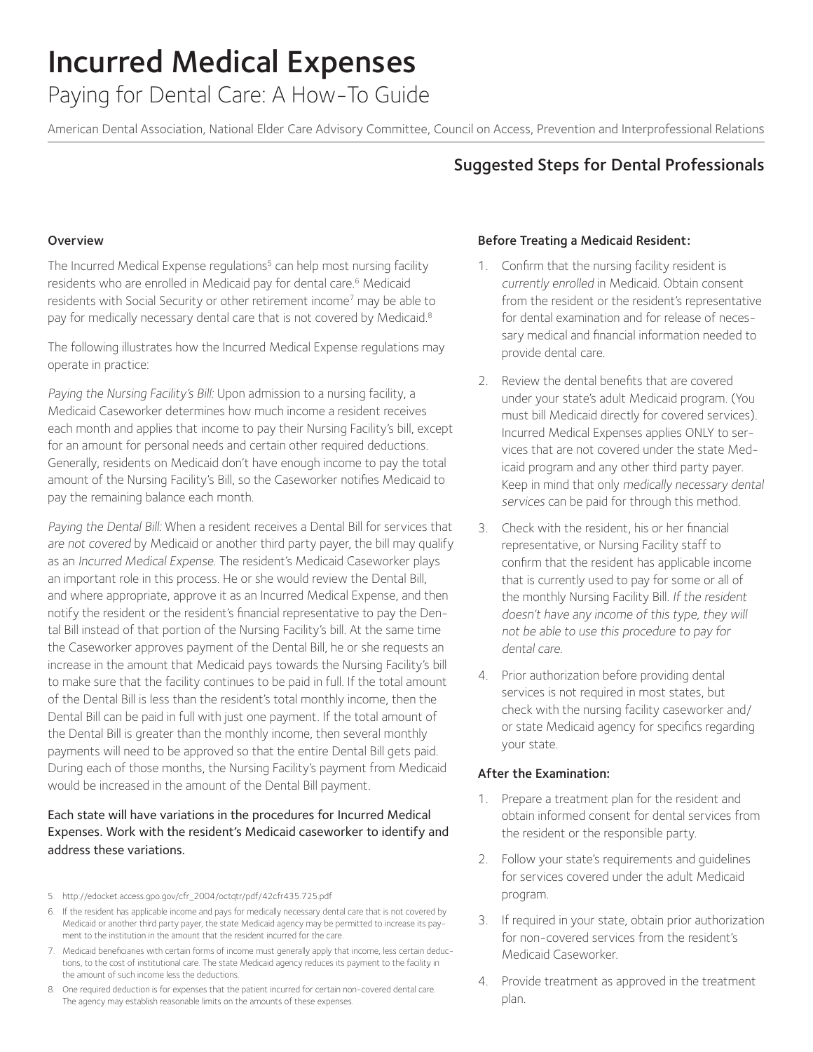# Incurred Medical Expenses

## Paying for Dental Care: A How-To Guide

American Dental Association, National Elder Care Advisory Committee, Council on Access, Prevention and Interprofessional Relations

## Suggested Steps for Dental Professionals

### Overview

The Incurred Medical Expense regulations[5] can help most nursing facility residents who are enrolled in Medicaid pay for dental care.[6] Medicaid residents with Social Security or other retirement income[7] may be able to pay for medically necessary dental care that is not covered by Medicaid.[8]

The following illustrates how the Incurred Medical Expense regulations may operate in practice:

*Paying the Nursing Facility's Bill:* Upon admission to a nursing facility, a Medicaid Caseworker determines how much income a resident receives each month and applies that income to pay their Nursing Facility's bill, except for an amount for personal needs and certain other required deductions. Generally, residents on Medicaid don't have enough income to pay the total amount of the Nursing Facility's Bill, so the Caseworker notifies Medicaid to pay the remaining balance each month.

*Paying the Dental Bill:* When a resident receives a Dental Bill for services that *are not covered* by Medicaid or another third party payer, the bill may qualify as an *Incurred Medical Expense*. The resident's Medicaid Caseworker plays an important role in this process. He or she would review the Dental Bill, and where appropriate, approve it as an Incurred Medical Expense, and then notify the resident or the resident's financial representative to pay the Dental Bill instead of that portion of the Nursing Facility's bill. At the same time the Caseworker approves payment of the Dental Bill, he or she requests an increase in the amount that Medicaid pays towards the Nursing Facility's bill to make sure that the facility continues to be paid in full. If the total amount of the Dental Bill is less than the resident's total monthly income, then the Dental Bill can be paid in full with just one payment. If the total amount of the Dental Bill is greater than the monthly income, then several monthly payments will need to be approved so that the entire Dental Bill gets paid. During each of those months, the Nursing Facility's payment from Medicaid would be increased in the amount of the Dental Bill payment.

Each state will have variations in the procedures for Incurred Medical Expenses. Work with the resident's Medicaid caseworker to identify and address these variations.

### Before Treating a Medicaid Resident:

1. Confirm that the nursing facility resident is *currently enrolled* in Medicaid. Obtain consent from the resident or the resident's representative for dental examination and for release of necessary medical and financial information needed to provide dental care.
2. Review the dental benefits that are covered under your state's adult Medicaid program. (You must bill Medicaid directly for covered services). Incurred Medical Expenses applies ONLY to services that are not covered under the state Medicaid program and any other third party payer. Keep in mind that only *medically necessary dental services* can be paid for through this method.
3. Check with the resident, his or her financial representative, or Nursing Facility staff to confirm that the resident has applicable income that is currently used to pay for some or all of the monthly Nursing Facility Bill. *If the resident doesn't have any income of this type, they will not be able to use this procedure to pay for dental care.*
4. Prior authorization before providing dental services is not required in most states, but check with the nursing facility caseworker and/or state Medicaid agency for specifics regarding your state.

### After the Examination:

1. Prepare a treatment plan for the resident and obtain informed consent for dental services from the resident or the responsible party.
2. Follow your state's requirements and guidelines for services covered under the adult Medicaid program.
3. If required in your state, obtain prior authorization for non-covered services from the resident's Medicaid Caseworker.
4. Provide treatment as approved in the treatment plan.

---

5. http://edocket.access.gpo.gov/cfr_2004/octqtr/pdf/42cfr435.725.pdf
6. If the resident has applicable income and pays for medically necessary dental care that is not covered by Medicaid or another third party payer, the state Medicaid agency may be permitted to increase its payment to the institution in the amount that the resident incurred for the care.
7. Medicaid beneficiaries with certain forms of income must generally apply that income, less certain deductions, to the cost of institutional care. The state Medicaid agency reduces its payment to the facility in the amount of such income less the deductions.
8. One required deduction is for expenses that the patient incurred for certain non-covered dental care. The agency may establish reasonable limits on the amounts of these expenses.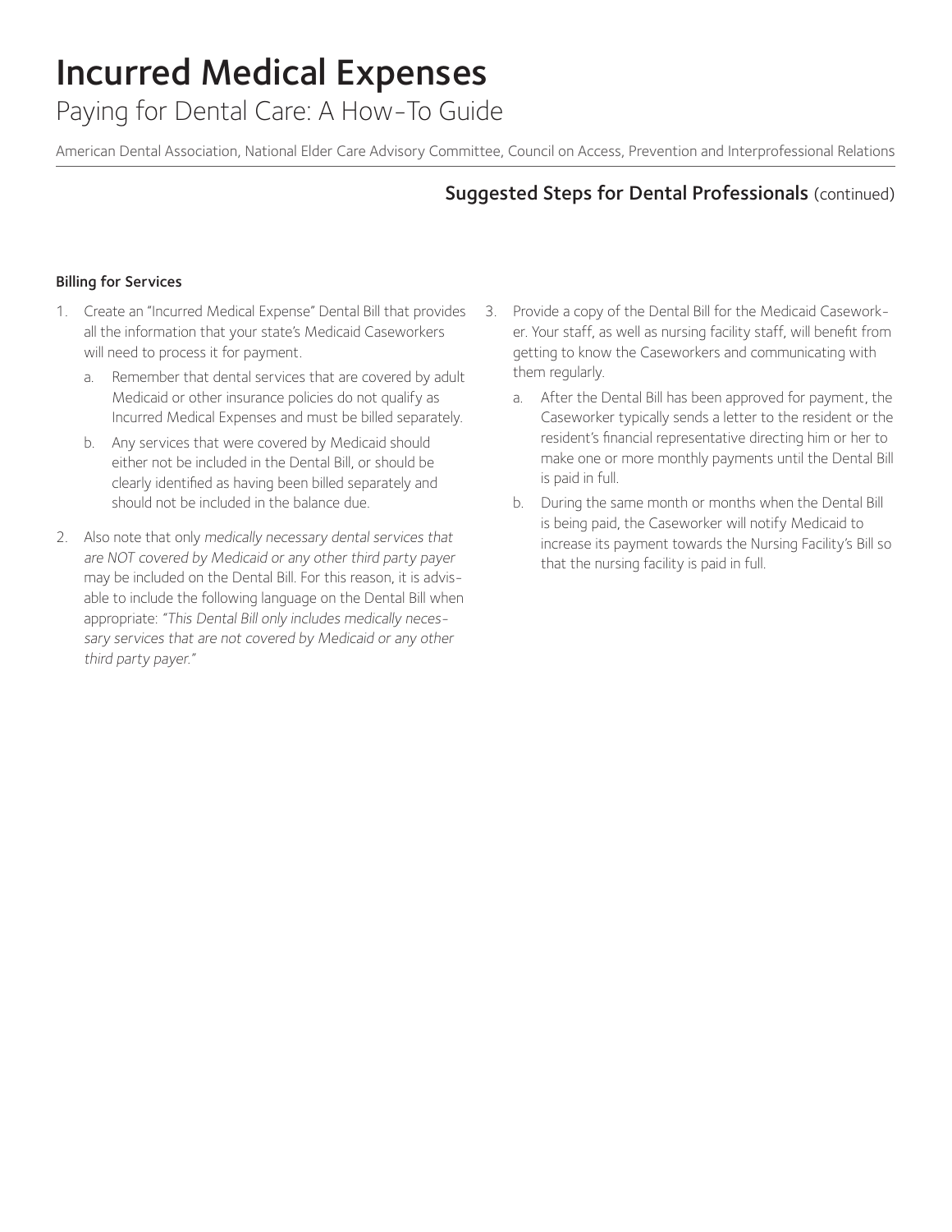# Incurred Medical Expenses

## Paying for Dental Care: A How-To Guide

American Dental Association, National Elder Care Advisory Committee, Council on Access, Prevention and Interprofessional Relations

## Suggested Steps for Dental Professionals (continued)

### Billing for Services

1. Create an "Incurred Medical Expense" Dental Bill that provides all the information that your state's Medicaid Caseworkers will need to process it for payment.
   a. Remember that dental services that are covered by adult Medicaid or other insurance policies do not qualify as Incurred Medical Expenses and must be billed separately.
   b. Any services that were covered by Medicaid should either not be included in the Dental Bill, or should be clearly identified as having been billed separately and should not be included in the balance due.
2. Also note that only *medically necessary dental services that are NOT covered by Medicaid or any other third party payer* may be included on the Dental Bill. For this reason, it is advisable to include the following language on the Dental Bill when appropriate: *"This Dental Bill only includes medically necessary services that are not covered by Medicaid or any other third party payer."*
3. Provide a copy of the Dental Bill for the Medicaid Caseworker. Your staff, as well as nursing facility staff, will benefit from getting to know the Caseworkers and communicating with them regularly.
   a. After the Dental Bill has been approved for payment, the Caseworker typically sends a letter to the resident or the resident's financial representative directing him or her to make one or more monthly payments until the Dental Bill is paid in full.
   b. During the same month or months when the Dental Bill is being paid, the Caseworker will notify Medicaid to increase its payment towards the Nursing Facility's Bill so that the nursing facility is paid in full.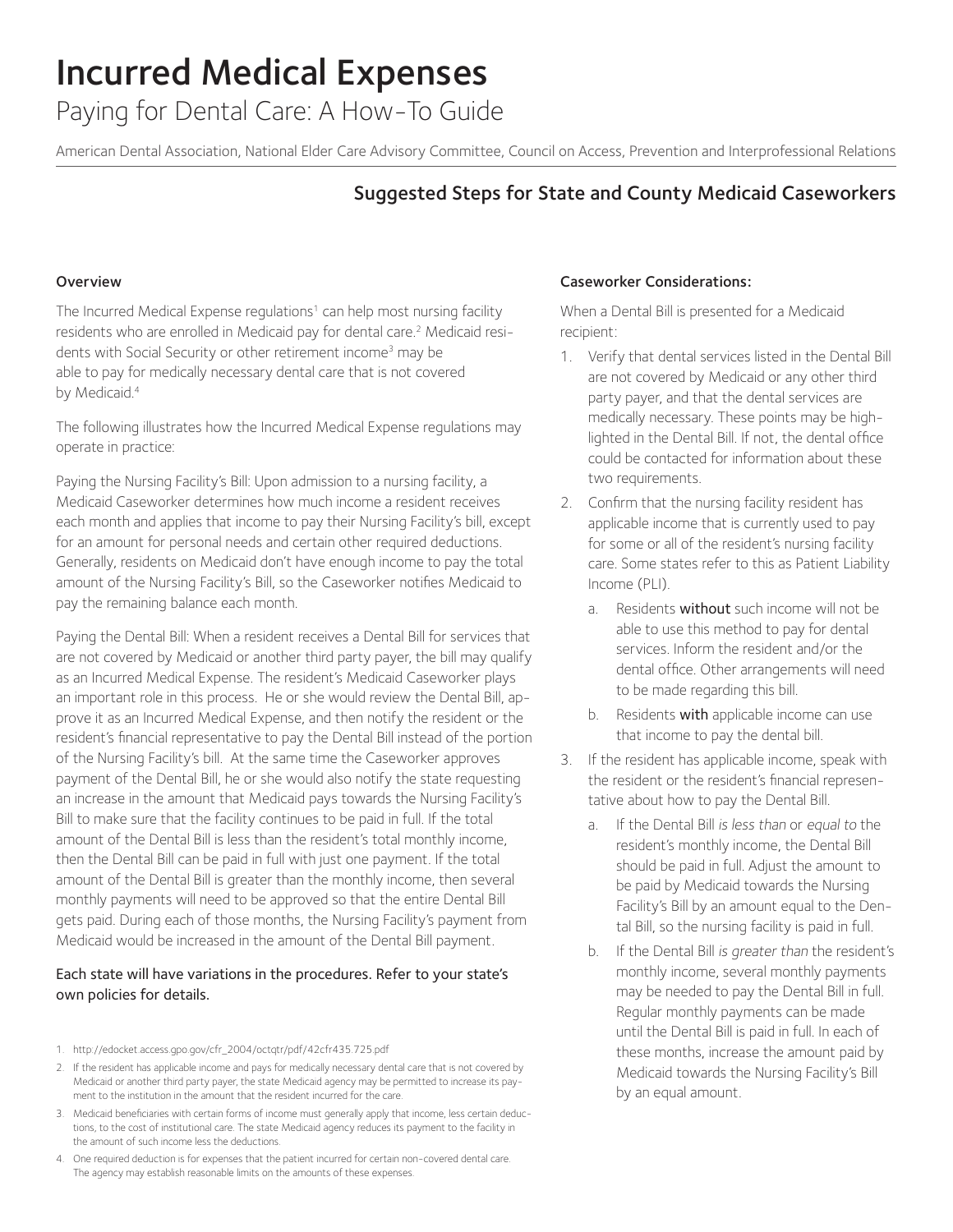# Incurred Medical Expenses

## Paying for Dental Care: A How-To Guide

American Dental Association, National Elder Care Advisory Committee, Council on Access, Prevention and Interprofessional Relations

### Suggested Steps for State and County Medicaid Caseworkers

#### Overview

The Incurred Medical Expense regulations[1] can help most nursing facility residents who are enrolled in Medicaid pay for dental care.[2] Medicaid residents with Social Security or other retirement income[3] may be able to pay for medically necessary dental care that is not covered by Medicaid.[4]

The following illustrates how the Incurred Medical Expense regulations may operate in practice:

Paying the Nursing Facility's Bill: Upon admission to a nursing facility, a Medicaid Caseworker determines how much income a resident receives each month and applies that income to pay their Nursing Facility's bill, except for an amount for personal needs and certain other required deductions. Generally, residents on Medicaid don't have enough income to pay the total amount of the Nursing Facility's Bill, so the Caseworker notifies Medicaid to pay the remaining balance each month.

Paying the Dental Bill: When a resident receives a Dental Bill for services that are not covered by Medicaid or another third party payer, the bill may qualify as an Incurred Medical Expense. The resident's Medicaid Caseworker plays an important role in this process. He or she would review the Dental Bill, approve it as an Incurred Medical Expense, and then notify the resident or the resident's financial representative to pay the Dental Bill instead of the portion of the Nursing Facility's bill. At the same time the Caseworker approves payment of the Dental Bill, he or she would also notify the state requesting an increase in the amount that Medicaid pays towards the Nursing Facility's Bill to make sure that the facility continues to be paid in full. If the total amount of the Dental Bill is less than the resident's total monthly income, then the Dental Bill can be paid in full with just one payment. If the total amount of the Dental Bill is greater than the monthly income, then several monthly payments will need to be approved so that the entire Dental Bill gets paid. During each of those months, the Nursing Facility's payment from Medicaid would be increased in the amount of the Dental Bill payment.

Each state will have variations in the procedures. Refer to your state's own policies for details.

#### Caseworker Considerations:

When a Dental Bill is presented for a Medicaid recipient:

1. Verify that dental services listed in the Dental Bill are not covered by Medicaid or any other third party payer, and that the dental services are medically necessary. These points may be highlighted in the Dental Bill. If not, the dental office could be contacted for information about these two requirements.
2. Confirm that the nursing facility resident has applicable income that is currently used to pay for some or all of the resident's nursing facility care. Some states refer to this as Patient Liability Income (PLI).
   a. Residents **without** such income will not be able to use this method to pay for dental services. Inform the resident and/or the dental office. Other arrangements will need to be made regarding this bill.
   b. Residents **with** applicable income can use that income to pay the dental bill.
3. If the resident has applicable income, speak with the resident or the resident's financial representative about how to pay the Dental Bill.
   a. If the Dental Bill *is less than* or *equal to* the resident's monthly income, the Dental Bill should be paid in full. Adjust the amount to be paid by Medicaid towards the Nursing Facility's Bill by an amount equal to the Dental Bill, so the nursing facility is paid in full.
   b. If the Dental Bill *is greater than* the resident's monthly income, several monthly payments may be needed to pay the Dental Bill in full. Regular monthly payments can be made until the Dental Bill is paid in full. In each of these months, increase the amount paid by Medicaid towards the Nursing Facility's Bill by an equal amount.

---

1. http://edocket.access.gpo.gov/cfr_2004/octqtr/pdf/42cfr435.725.pdf
2. If the resident has applicable income and pays for medically necessary dental care that is not covered by Medicaid or another third party payer, the state Medicaid agency may be permitted to increase its payment to the institution in the amount that the resident incurred for the care.
3. Medicaid beneficiaries with certain forms of income must generally apply that income, less certain deductions, to the cost of institutional care. The state Medicaid agency reduces its payment to the facility in the amount of such income less the deductions.
4. One required deduction is for expenses that the patient incurred for certain non-covered dental care. The agency may establish reasonable limits on the amounts of these expenses.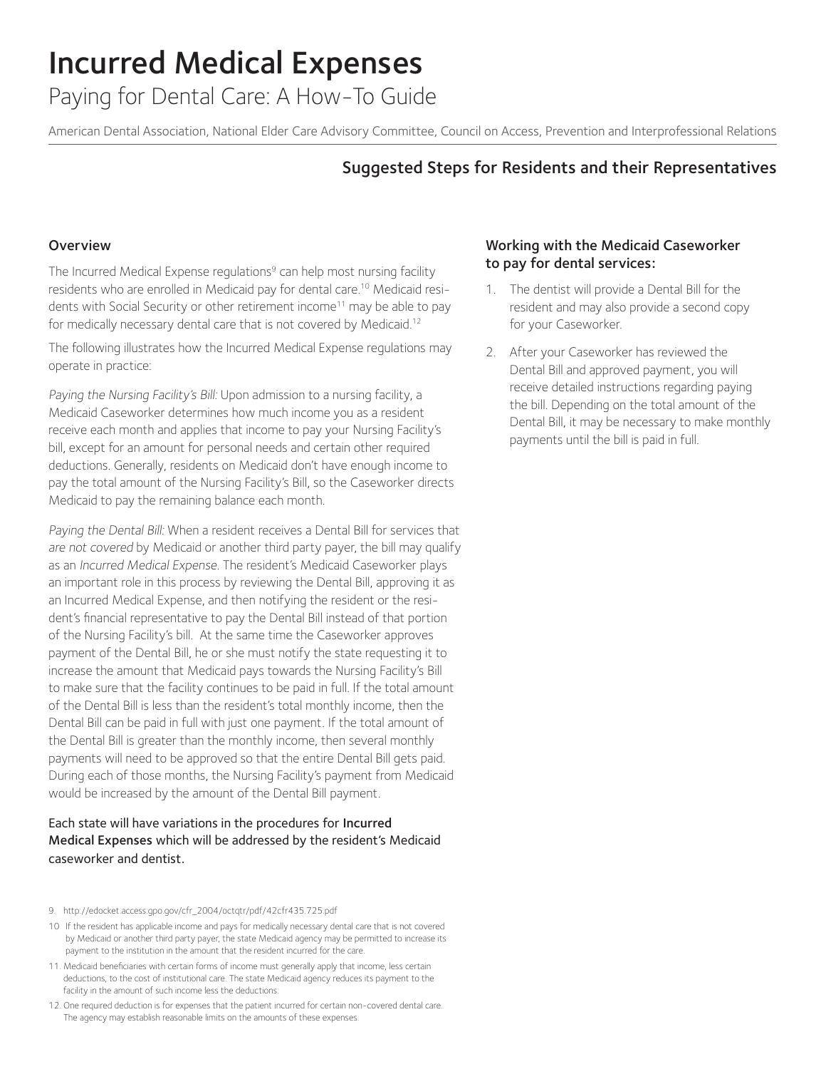# Incurred Medical Expenses

## Paying for Dental Care: A How-To Guide

American Dental Association, National Elder Care Advisory Committee, Council on Access, Prevention and Interprofessional Relations

## Suggested Steps for Residents and their Representatives

### Overview

The Incurred Medical Expense regulations[9] can help most nursing facility residents who are enrolled in Medicaid pay for dental care.[10] Medicaid residents with Social Security or other retirement income[11] may be able to pay for medically necessary dental care that is not covered by Medicaid.[12]

The following illustrates how the Incurred Medical Expense regulations may operate in practice:

*Paying the Nursing Facility's Bill:* Upon admission to a nursing facility, a Medicaid Caseworker determines how much income you as a resident receive each month and applies that income to pay your Nursing Facility's bill, except for an amount for personal needs and certain other required deductions. Generally, residents on Medicaid don't have enough income to pay the total amount of the Nursing Facility's Bill, so the Caseworker directs Medicaid to pay the remaining balance each month.

*Paying the Dental Bill:* When a resident receives a Dental Bill for services that *are not covered* by Medicaid or another third party payer, the bill may qualify as an *Incurred Medical Expense*. The resident's Medicaid Caseworker plays an important role in this process by reviewing the Dental Bill, approving it as an Incurred Medical Expense, and then notifying the resident or the resident's financial representative to pay the Dental Bill instead of that portion of the Nursing Facility's bill. At the same time the Caseworker approves payment of the Dental Bill, he or she must notify the state requesting it to increase the amount that Medicaid pays towards the Nursing Facility's Bill to make sure that the facility continues to be paid in full. If the total amount of the Dental Bill is less than the resident's total monthly income, then the Dental Bill can be paid in full with just one payment. If the total amount of the Dental Bill is greater than the monthly income, then several monthly payments will need to be approved so that the entire Dental Bill gets paid. During each of those months, the Nursing Facility's payment from Medicaid would be increased by the amount of the Dental Bill payment.

Each state will have variations in the procedures for **Incurred Medical Expenses** which will be addressed by the resident's Medicaid caseworker and dentist.

### Working with the Medicaid Caseworker to pay for dental services:

1. The dentist will provide a Dental Bill for the resident and may also provide a second copy for your Caseworker.
2. After your Caseworker has reviewed the Dental Bill and approved payment, you will receive detailed instructions regarding paying the bill. Depending on the total amount of the Dental Bill, it may be necessary to make monthly payments until the bill is paid in full.

---

9. http://edocket.access.gpo.gov/cfr_2004/octqtr/pdf/42cfr435.725.pdf

10. If the resident has applicable income and pays for medically necessary dental care that is not covered by Medicaid or another third party payer, the state Medicaid agency may be permitted to increase its payment to the institution in the amount that the resident incurred for the care.

11. Medicaid beneficiaries with certain forms of income must generally apply that income, less certain deductions, to the cost of institutional care. The state Medicaid agency reduces its payment to the facility in the amount of such income less the deductions.

12. One required deduction is for expenses that the patient incurred for certain non-covered dental care. The agency may establish reasonable limits on the amounts of these expenses.